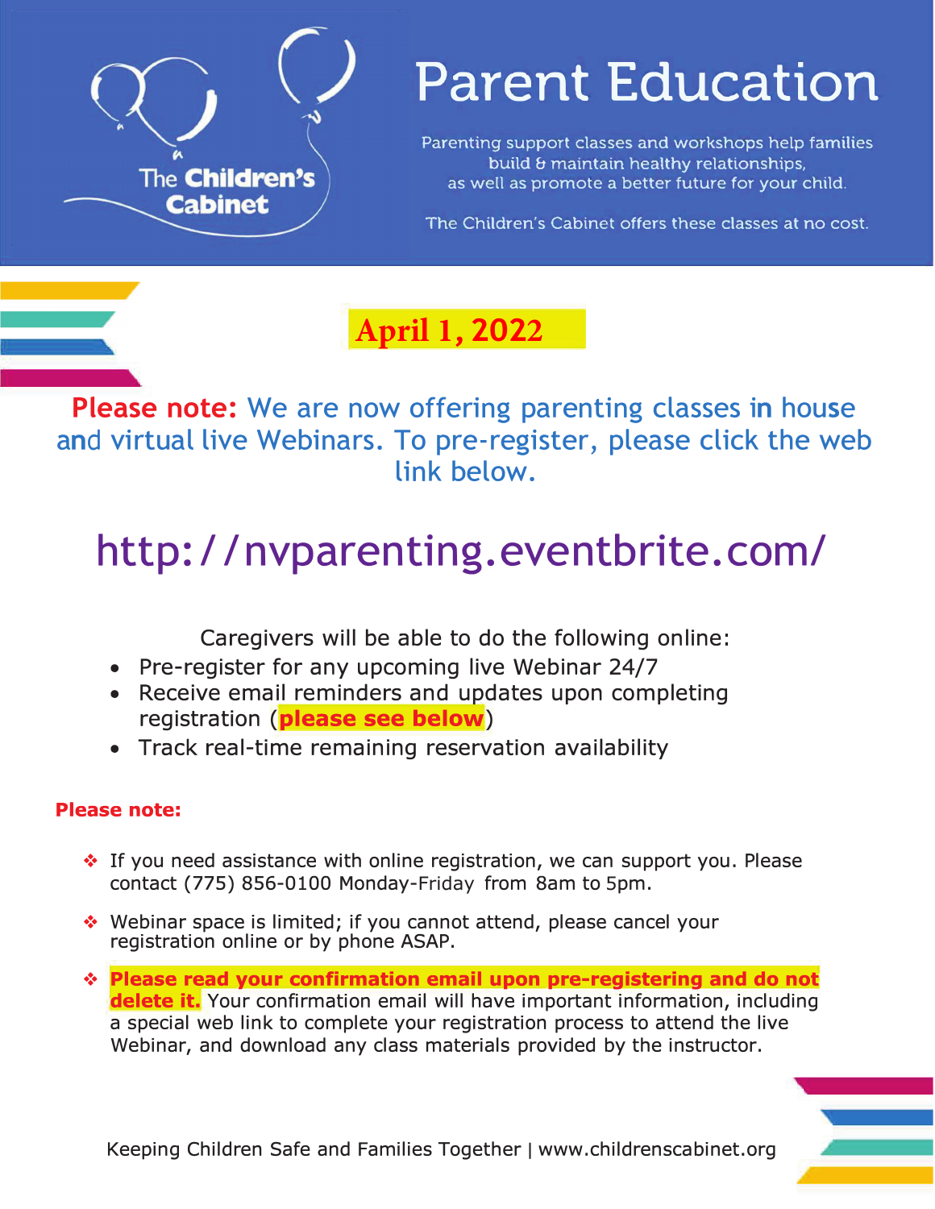The Children's Cabinet

# Parent Education

Parenting support classes and workshops help families build & maintain healthy relationships, as well as promote a better future for your child.

The Children's Cabinet offers these classes at no cost.

**April 1, 2022**

**Please note:** We are now offering parenting classes in house and virtual live Webinars. To pre-register, please click the web link below.

## http://nvparenting.eventbrite.com/

Caregivers will be able to do the following online:

- Pre-register for any upcoming live Webinar 24/7
- Receive email reminders and updates upon completing registration (**please see below**)
- Track real-time remaining reservation availability

**Please note:**

- If you need assistance with online registration, we can support you. Please contact (775) 856-0100 Monday-Friday from 8am to 5pm.
- Webinar space is limited; if you cannot attend, please cancel your registration online or by phone ASAP.
- **Please read your confirmation email upon pre-registering and do not delete it.** Your confirmation email will have important information, including a special web link to complete your registration process to attend the live Webinar, and download any class materials provided by the instructor.

Keeping Children Safe and Families Together | www.childrenscabinet.org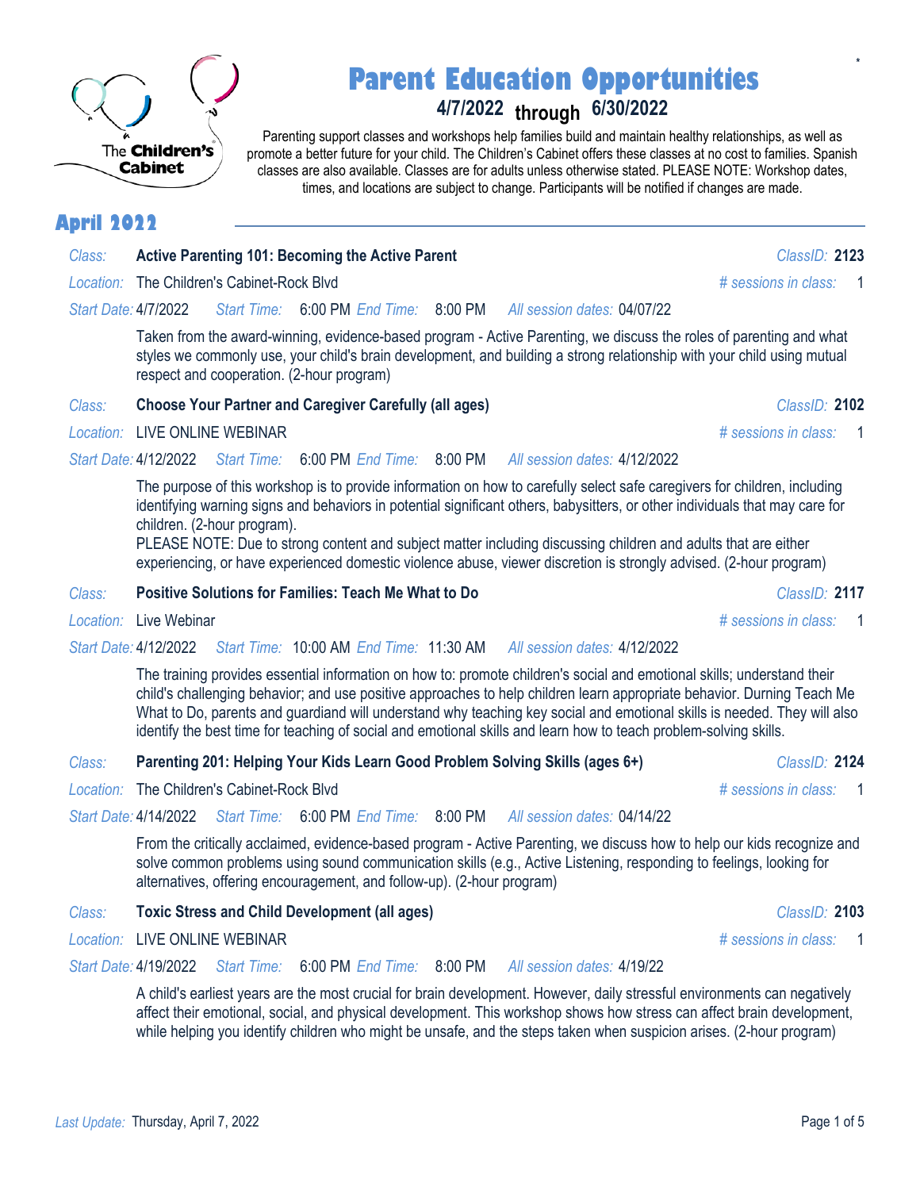# Parent Education Opportunities

**4/7/2022 through 6/30/2022**

Parenting support classes and workshops help families build and maintain healthy relationships, as well as promote a better future for your child. The Children's Cabinet offers these classes at no cost to families. Spanish classes are also available. Classes are for adults unless otherwise stated. PLEASE NOTE: Workshop dates, times, and locations are subject to change. Participants will be notified if changes are made.

## April 2022

*Class:* **Active Parenting 101: Becoming the Active Parent** *ClassID:* **2123**
*Location:* The Children's Cabinet-Rock Blvd *# sessions in class:* 1
*Start Date:* 4/7/2022 *Start Time:* 6:00 PM *End Time:* 8:00 PM *All session dates:* 04/07/22

Taken from the award-winning, evidence-based program - Active Parenting, we discuss the roles of parenting and what styles we commonly use, your child's brain development, and building a strong relationship with your child using mutual respect and cooperation. (2-hour program)

*Class:* **Choose Your Partner and Caregiver Carefully (all ages)** *ClassID:* **2102**
*Location:* LIVE ONLINE WEBINAR *# sessions in class:* 1
*Start Date:* 4/12/2022 *Start Time:* 6:00 PM *End Time:* 8:00 PM *All session dates:* 4/12/2022

The purpose of this workshop is to provide information on how to carefully select safe caregivers for children, including identifying warning signs and behaviors in potential significant others, babysitters, or other individuals that may care for children. (2-hour program).
PLEASE NOTE: Due to strong content and subject matter including discussing children and adults that are either experiencing, or have experienced domestic violence abuse, viewer discretion is strongly advised. (2-hour program)

*Class:* **Positive Solutions for Families: Teach Me What to Do** *ClassID:* **2117**
*Location:* Live Webinar *# sessions in class:* 1
*Start Date:* 4/12/2022 *Start Time:* 10:00 AM *End Time:* 11:30 AM *All session dates:* 4/12/2022

The training provides essential information on how to: promote children's social and emotional skills; understand their child's challenging behavior; and use positive approaches to help children learn appropriate behavior. Durning Teach Me What to Do, parents and guardiand will understand why teaching key social and emotional skills is needed. They will also identify the best time for teaching of social and emotional skills and learn how to teach problem-solving skills.

*Class:* **Parenting 201: Helping Your Kids Learn Good Problem Solving Skills (ages 6+)** *ClassID:* **2124**
*Location:* The Children's Cabinet-Rock Blvd *# sessions in class:* 1
*Start Date:* 4/14/2022 *Start Time:* 6:00 PM *End Time:* 8:00 PM *All session dates:* 04/14/22

From the critically acclaimed, evidence-based program - Active Parenting, we discuss how to help our kids recognize and solve common problems using sound communication skills (e.g., Active Listening, responding to feelings, looking for alternatives, offering encouragement, and follow-up). (2-hour program)

*Class:* **Toxic Stress and Child Development (all ages)** *ClassID:* **2103**
*Location:* LIVE ONLINE WEBINAR *# sessions in class:* 1
*Start Date:* 4/19/2022 *Start Time:* 6:00 PM *End Time:* 8:00 PM *All session dates:* 4/19/22

A child's earliest years are the most crucial for brain development. However, daily stressful environments can negatively affect their emotional, social, and physical development. This workshop shows how stress can affect brain development, while helping you identify children who might be unsafe, and the steps taken when suspicion arises. (2-hour program)

*Last Update:* Thursday, April 7, 2022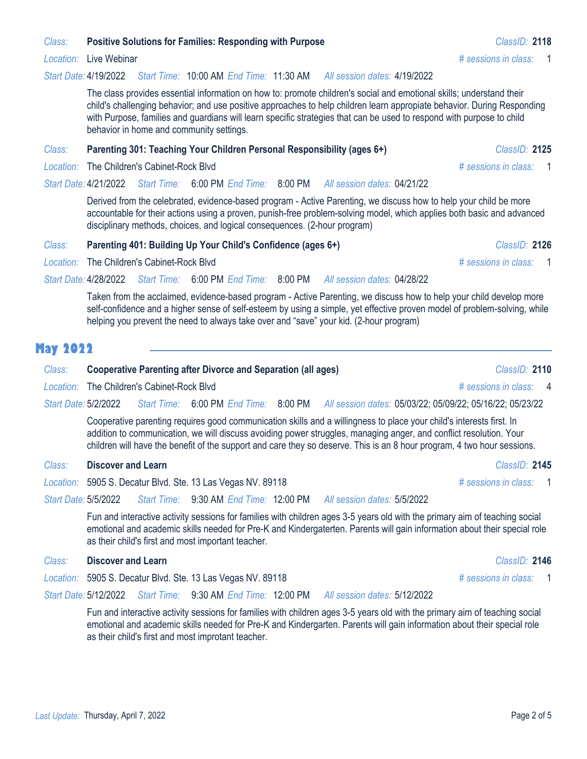*Class:* **Positive Solutions for Families: Responding with Purpose** *ClassID:* **2118**

*Location:* Live Webinar *# sessions in class:* 1

*Start Date:* 4/19/2022 *Start Time:* 10:00 AM *End Time:* 11:30 AM *All session dates:* 4/19/2022

The class provides essential information on how to: promote children's social and emotional skills; understand their child's challenging behavior; and use positive approaches to help children learn appropiate behavior. During Responding with Purpose, families and guardians will learn specific strategies that can be used to respond with purpose to child behavior in home and community settings.

*Class:* **Parenting 301: Teaching Your Children Personal Responsibility (ages 6+)** *ClassID:* **2125**

*Location:* The Children's Cabinet-Rock Blvd *# sessions in class:* 1

*Start Date:* 4/21/2022 *Start Time:* 6:00 PM *End Time:* 8:00 PM *All session dates:* 04/21/22

Derived from the celebrated, evidence-based program - Active Parenting, we discuss how to help your child be more accountable for their actions using a proven, punish-free problem-solving model, which applies both basic and advanced disciplinary methods, choices, and logical consequences. (2-hour program)

*Class:* **Parenting 401: Building Up Your Child's Confidence (ages 6+)** *ClassID:* **2126**

*Location:* The Children's Cabinet-Rock Blvd *# sessions in class:* 1

*Start Date:* 4/28/2022 *Start Time:* 6:00 PM *End Time:* 8:00 PM *All session dates:* 04/28/22

Taken from the acclaimed, evidence-based program - Active Parenting, we discuss how to help your child develop more self-confidence and a higher sense of self-esteem by using a simple, yet effective proven model of problem-solving, while helping you prevent the need to always take over and "save" your kid. (2-hour program)

## May 2022

*Class:* **Cooperative Parenting after Divorce and Separation (all ages)** *ClassID:* **2110**

*Location:* The Children's Cabinet-Rock Blvd *# sessions in class:* 4

*Start Date:* 5/2/2022 *Start Time:* 6:00 PM *End Time:* 8:00 PM *All session dates:* 05/03/22; 05/09/22; 05/16/22; 05/23/22

Cooperative parenting requires good communication skills and a willingness to place your child's interests first. In addition to communication, we will discuss avoiding power struggles, managing anger, and conflict resolution. Your children will have the benefit of the support and care they so deserve. This is an 8 hour program, 4 two hour sessions.

*Class:* **Discover and Learn** *ClassID:* **2145**

*Location:* 5905 S. Decatur Blvd. Ste. 13 Las Vegas NV. 89118 *# sessions in class:* 1

*Start Date:* 5/5/2022 *Start Time:* 9:30 AM *End Time:* 12:00 PM *All session dates:* 5/5/2022

Fun and interactive activity sessions for families with children ages 3-5 years old with the primary aim of teaching social emotional and academic skills needed for Pre-K and Kindergaterten. Parents will gain information about their special role as their child's first and most important teacher.

*Class:* **Discover and Learn** *ClassID:* **2146**

*Location:* 5905 S. Decatur Blvd. Ste. 13 Las Vegas NV. 89118 *# sessions in class:* 1

*Start Date:* 5/12/2022 *Start Time:* 9:30 AM *End Time:* 12:00 PM *All session dates:* 5/12/2022

Fun and interactive activity sessions for families with children ages 3-5 years old with the primary aim of teaching social emotional and academic skills needed for Pre-K and Kindergarten. Parents will gain information about their special role as their child's first and most improtant teacher.

*Last Update:* Thursday, April 7, 2022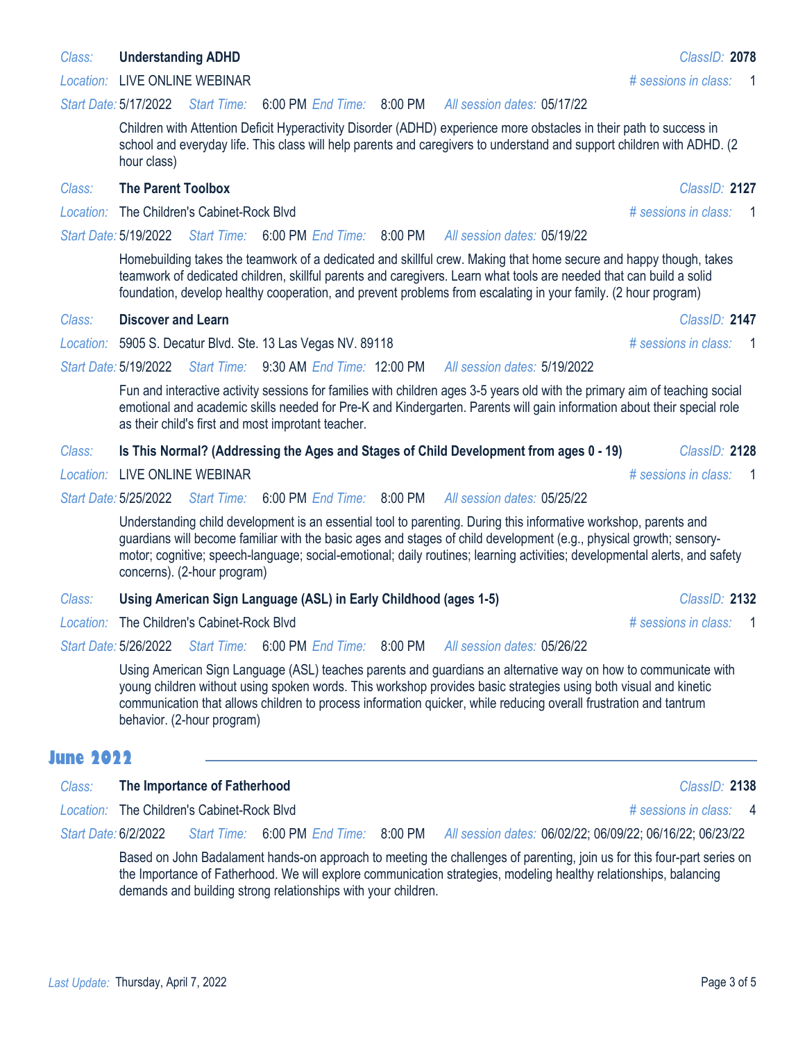*Class:* **Understanding ADHD** *ClassID:* **2078**

*Location:* LIVE ONLINE WEBINAR *# sessions in class:* 1

*Start Date:* 5/17/2022 *Start Time:* 6:00 PM *End Time:* 8:00 PM *All session dates:* 05/17/22

Children with Attention Deficit Hyperactivity Disorder (ADHD) experience more obstacles in their path to success in school and everyday life. This class will help parents and caregivers to understand and support children with ADHD. (2 hour class)

*Class:* **The Parent Toolbox** *ClassID:* **2127**

*Location:* The Children's Cabinet-Rock Blvd *# sessions in class:* 1

*Start Date:* 5/19/2022 *Start Time:* 6:00 PM *End Time:* 8:00 PM *All session dates:* 05/19/22

Homebuilding takes the teamwork of a dedicated and skillful crew. Making that home secure and happy though, takes teamwork of dedicated children, skillful parents and caregivers. Learn what tools are needed that can build a solid foundation, develop healthy cooperation, and prevent problems from escalating in your family. (2 hour program)

*Class:* **Discover and Learn** *ClassID:* **2147**

*Location:* 5905 S. Decatur Blvd. Ste. 13 Las Vegas NV. 89118 *# sessions in class:* 1

*Start Date:* 5/19/2022 *Start Time:* 9:30 AM *End Time:* 12:00 PM *All session dates:* 5/19/2022

Fun and interactive activity sessions for families with children ages 3-5 years old with the primary aim of teaching social emotional and academic skills needed for Pre-K and Kindergarten. Parents will gain information about their special role as their child's first and most improtant teacher.

*Class:* **Is This Normal? (Addressing the Ages and Stages of Child Development from ages 0 - 19)** *ClassID:* **2128**

*Location:* LIVE ONLINE WEBINAR *# sessions in class:* 1

*Start Date:* 5/25/2022 *Start Time:* 6:00 PM *End Time:* 8:00 PM *All session dates:* 05/25/22

Understanding child development is an essential tool to parenting. During this informative workshop, parents and guardians will become familiar with the basic ages and stages of child development (e.g., physical growth; sensory-motor; cognitive; speech-language; social-emotional; daily routines; learning activities; developmental alerts, and safety concerns). (2-hour program)

*Class:* **Using American Sign Language (ASL) in Early Childhood (ages 1-5)** *ClassID:* **2132**

*Location:* The Children's Cabinet-Rock Blvd *# sessions in class:* 1

*Start Date:* 5/26/2022 *Start Time:* 6:00 PM *End Time:* 8:00 PM *All session dates:* 05/26/22

Using American Sign Language (ASL) teaches parents and guardians an alternative way on how to communicate with young children without using spoken words. This workshop provides basic strategies using both visual and kinetic communication that allows children to process information quicker, while reducing overall frustration and tantrum behavior. (2-hour program)

## June 2022

*Class:* **The Importance of Fatherhood** *ClassID:* **2138**

*Location:* The Children's Cabinet-Rock Blvd *# sessions in class:* 4

*Start Date:* 6/2/2022 *Start Time:* 6:00 PM *End Time:* 8:00 PM *All session dates:* 06/02/22; 06/09/22; 06/16/22; 06/23/22

Based on John Badalament hands-on approach to meeting the challenges of parenting, join us for this four-part series on the Importance of Fatherhood. We will explore communication strategies, modeling healthy relationships, balancing demands and building strong relationships with your children.

*Last Update:* Thursday, April 7, 2022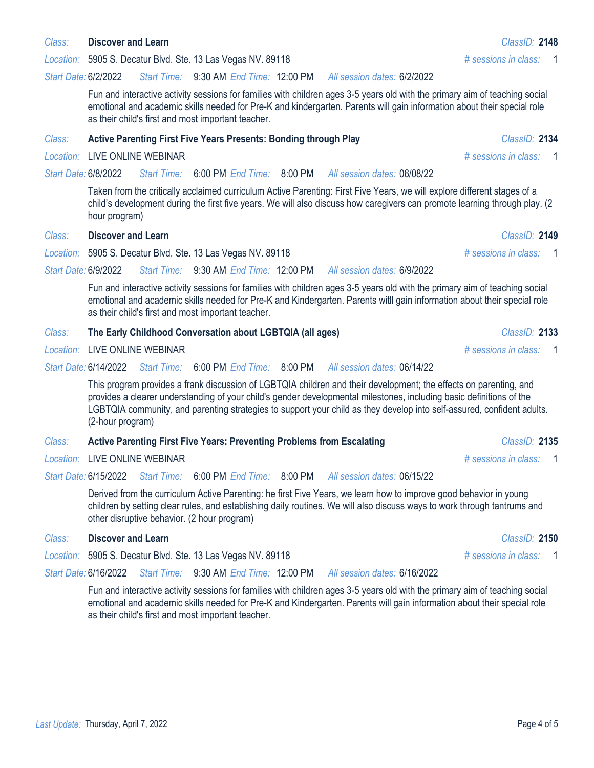**Class:** **Discover and Learn** — *ClassID:* **2148**

*Location:* 5905 S. Decatur Blvd. Ste. 13 Las Vegas NV. 89118 — *# sessions in class:* 1

*Start Date:* 6/2/2022 *Start Time:* 9:30 AM *End Time:* 12:00 PM *All session dates:* 6/2/2022

Fun and interactive activity sessions for families with children ages 3-5 years old with the primary aim of teaching social emotional and academic skills needed for Pre-K and kindergarten. Parents will gain information about their special role as their child's first and most important teacher.

**Class:** **Active Parenting First Five Years Presents: Bonding through Play** — *ClassID:* **2134**

*Location:* LIVE ONLINE WEBINAR — *# sessions in class:* 1

*Start Date:* 6/8/2022 *Start Time:* 6:00 PM *End Time:* 8:00 PM *All session dates:* 06/08/22

Taken from the critically acclaimed curriculum Active Parenting: First Five Years, we will explore different stages of a child's development during the first five years. We will also discuss how caregivers can promote learning through play. (2 hour program)

**Class:** **Discover and Learn** — *ClassID:* **2149**

*Location:* 5905 S. Decatur Blvd. Ste. 13 Las Vegas NV. 89118 — *# sessions in class:* 1

*Start Date:* 6/9/2022 *Start Time:* 9:30 AM *End Time:* 12:00 PM *All session dates:* 6/9/2022

Fun and interactive activity sessions for families with children ages 3-5 years old with the primary aim of teaching social emotional and academic skills needed for Pre-K and Kindergarten. Parents witll gain information about their special role as their child's first and most important teacher.

**Class:** **The Early Childhood Conversation about LGBTQIA (all ages)** — *ClassID:* **2133**

*Location:* LIVE ONLINE WEBINAR — *# sessions in class:* 1

*Start Date:* 6/14/2022 *Start Time:* 6:00 PM *End Time:* 8:00 PM *All session dates:* 06/14/22

This program provides a frank discussion of LGBTQIA children and their development; the effects on parenting, and provides a clearer understanding of your child's gender developmental milestones, including basic definitions of the LGBTQIA community, and parenting strategies to support your child as they develop into self-assured, confident adults. (2-hour program)

**Class:** **Active Parenting First Five Years: Preventing Problems from Escalating** — *ClassID:* **2135**

*Location:* LIVE ONLINE WEBINAR — *# sessions in class:* 1

*Start Date:* 6/15/2022 *Start Time:* 6:00 PM *End Time:* 8:00 PM *All session dates:* 06/15/22

Derived from the curriculum Active Parenting: he first Five Years, we learn how to improve good behavior in young children by setting clear rules, and establishing daily routines. We will also discuss ways to work through tantrums and other disruptive behavior. (2 hour program)

**Class:** **Discover and Learn** — *ClassID:* **2150**

*Location:* 5905 S. Decatur Blvd. Ste. 13 Las Vegas NV. 89118 — *# sessions in class:* 1

*Start Date:* 6/16/2022 *Start Time:* 9:30 AM *End Time:* 12:00 PM *All session dates:* 6/16/2022

Fun and interactive activity sessions for families with children ages 3-5 years old with the primary aim of teaching social emotional and academic skills needed for Pre-K and Kindergarten. Parents will gain information about their special role as their child's first and most important teacher.

*Last Update:* Thursday, April 7, 2022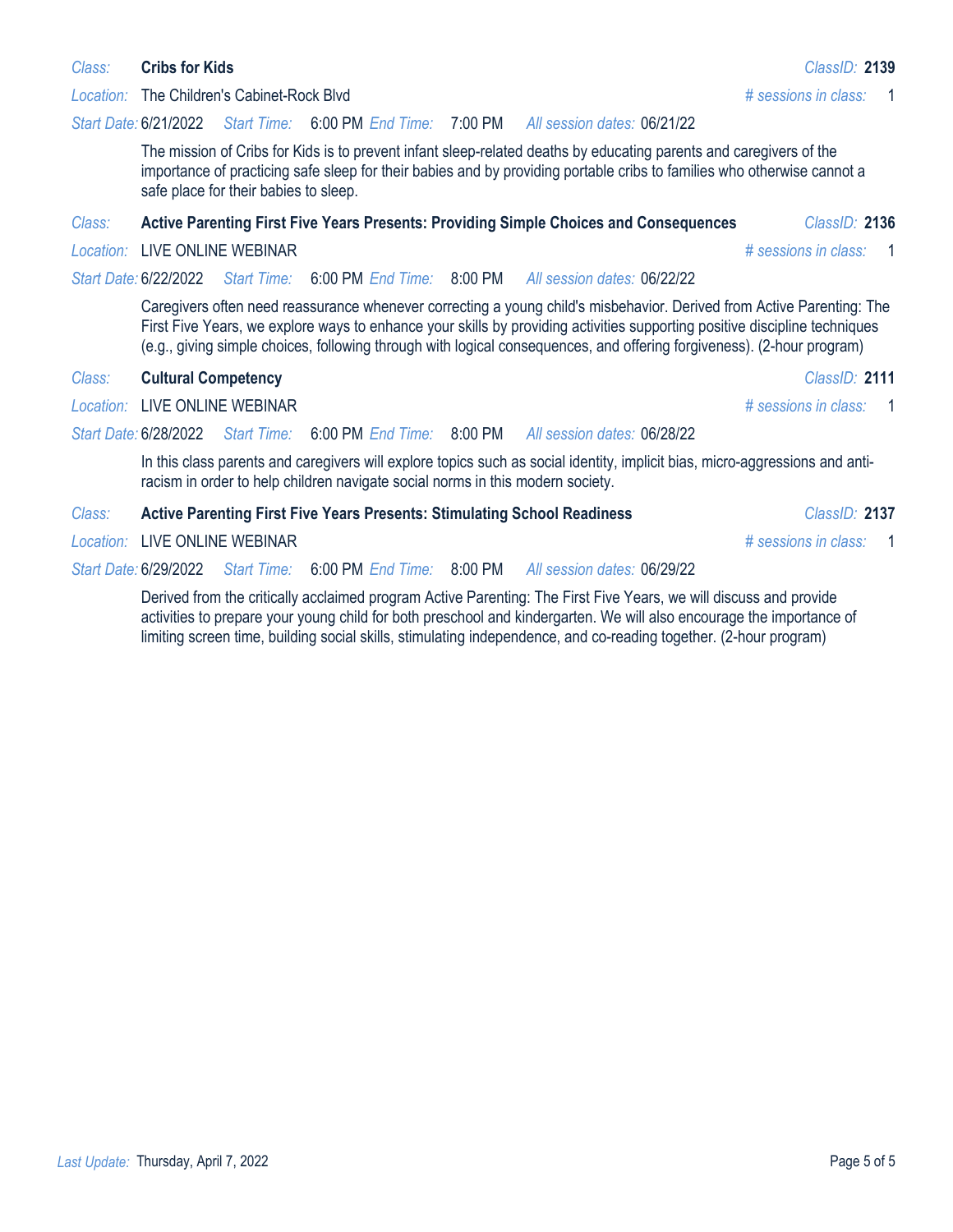*Class:* **Cribs for Kids** *ClassID:* **2139**

*Location:* The Children's Cabinet-Rock Blvd *# sessions in class:* 1

*Start Date:* 6/21/2022 *Start Time:* 6:00 PM *End Time:* 7:00 PM *All session dates:* 06/21/22

The mission of Cribs for Kids is to prevent infant sleep-related deaths by educating parents and caregivers of the importance of practicing safe sleep for their babies and by providing portable cribs to families who otherwise cannot a safe place for their babies to sleep.

*Class:* **Active Parenting First Five Years Presents: Providing Simple Choices and Consequences** *ClassID:* **2136**

*Location:* LIVE ONLINE WEBINAR *# sessions in class:* 1

*Start Date:* 6/22/2022 *Start Time:* 6:00 PM *End Time:* 8:00 PM *All session dates:* 06/22/22

Caregivers often need reassurance whenever correcting a young child's misbehavior. Derived from Active Parenting: The First Five Years, we explore ways to enhance your skills by providing activities supporting positive discipline techniques (e.g., giving simple choices, following through with logical consequences, and offering forgiveness). (2-hour program)

*Class:* **Cultural Competency** *ClassID:* **2111**

*Location:* LIVE ONLINE WEBINAR *# sessions in class:* 1

*Start Date:* 6/28/2022 *Start Time:* 6:00 PM *End Time:* 8:00 PM *All session dates:* 06/28/22

In this class parents and caregivers will explore topics such as social identity, implicit bias, micro-aggressions and anti-racism in order to help children navigate social norms in this modern society.

*Class:* **Active Parenting First Five Years Presents: Stimulating School Readiness** *ClassID:* **2137**

*Location:* LIVE ONLINE WEBINAR *# sessions in class:* 1

*Start Date:* 6/29/2022 *Start Time:* 6:00 PM *End Time:* 8:00 PM *All session dates:* 06/29/22

Derived from the critically acclaimed program Active Parenting: The First Five Years, we will discuss and provide activities to prepare your young child for both preschool and kindergarten. We will also encourage the importance of limiting screen time, building social skills, stimulating independence, and co-reading together. (2-hour program)

*Last Update:* Thursday, April 7, 2022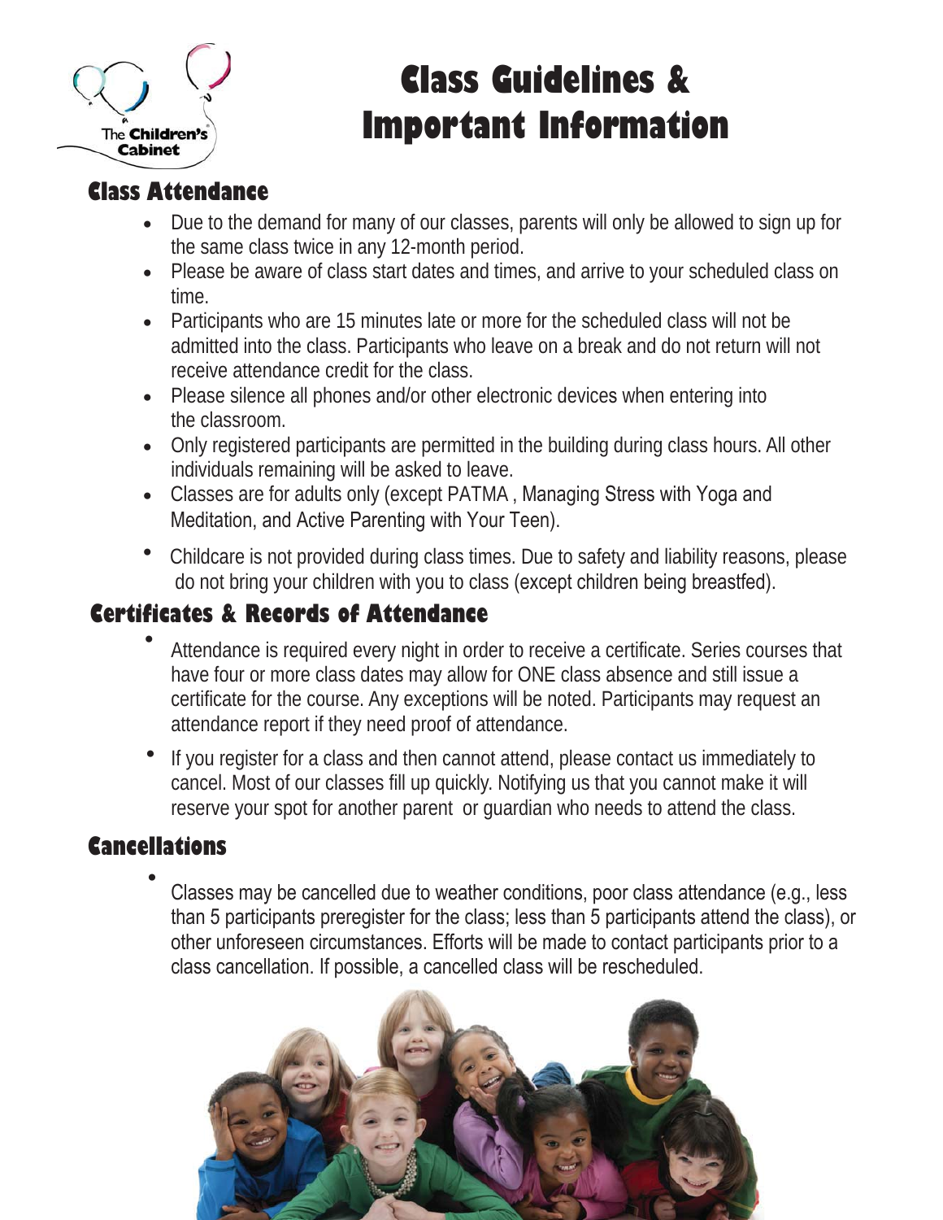The Children's Cabinet

# Class Guidelines & Important Information

## Class Attendance

- Due to the demand for many of our classes, parents will only be allowed to sign up for the same class twice in any 12-month period.
- Please be aware of class start dates and times, and arrive to your scheduled class on time.
- Participants who are 15 minutes late or more for the scheduled class will not be admitted into the class. Participants who leave on a break and do not return will not receive attendance credit for the class.
- Please silence all phones and/or other electronic devices when entering into the classroom.
- Only registered participants are permitted in the building during class hours. All other individuals remaining will be asked to leave.
- Classes are for adults only (except PATMA , Managing Stress with Yoga and Meditation, and Active Parenting with Your Teen).
- Childcare is not provided during class times. Due to safety and liability reasons, please do not bring your children with you to class (except children being breastfed).

## Certificates & Records of Attendance

- Attendance is required every night in order to receive a certificate. Series courses that have four or more class dates may allow for ONE class absence and still issue a certificate for the course. Any exceptions will be noted. Participants may request an attendance report if they need proof of attendance.
- If you register for a class and then cannot attend, please contact us immediately to cancel. Most of our classes fill up quickly. Notifying us that you cannot make it will reserve your spot for another parent or guardian who needs to attend the class.

## Cancellations

- Classes may be cancelled due to weather conditions, poor class attendance (e.g., less than 5 participants preregister for the class; less than 5 participants attend the class), or other unforeseen circumstances. Efforts will be made to contact participants prior to a class cancellation. If possible, a cancelled class will be rescheduled.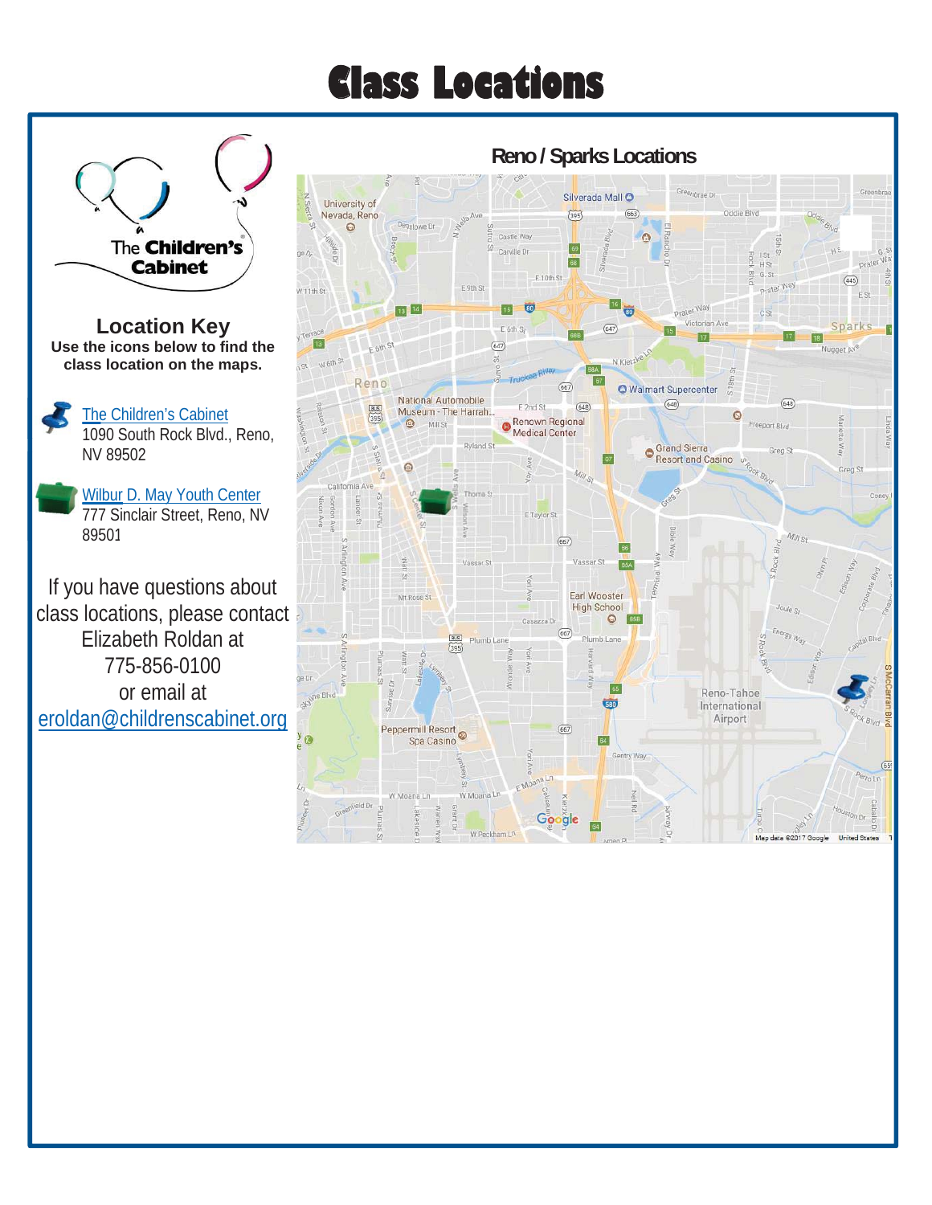# Class Locations

The Children's Cabinet

## Location Key

**Use the icons below to find the class location on the maps.**

The Children's Cabinet
1090 South Rock Blvd., Reno, NV 89502

Wilbur D. May Youth Center
777 Sinclair Street, Reno, NV 89501

If you have questions about class locations, please contact Elizabeth Roldan at 775-856-0100 or email at eroldan@childrenscabinet.org

## Reno / Sparks Locations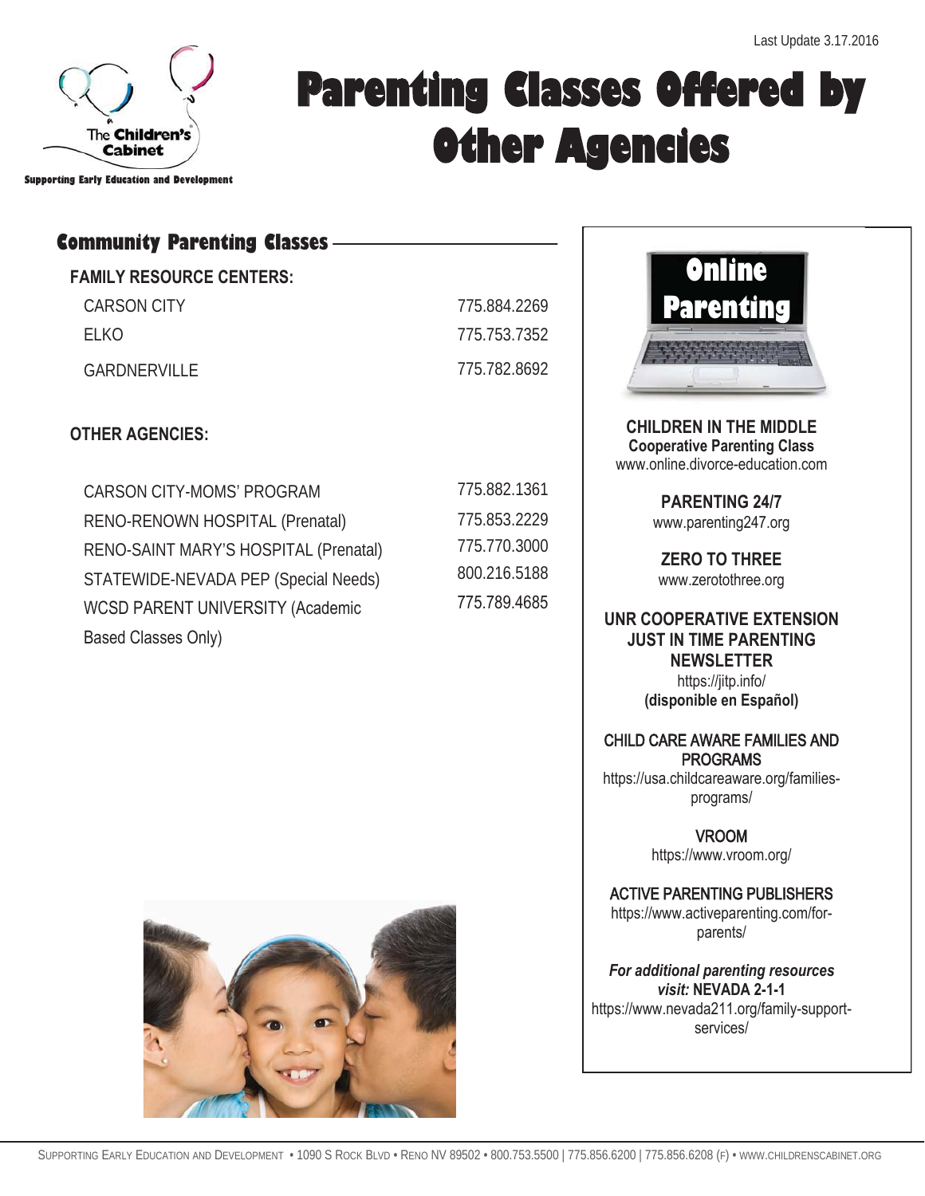Last Update 3.17.2016

The Children's Cabinet

Supporting Early Education and Development

# Parenting Classes Offered by Other Agencies

## Community Parenting Classes

**FAMILY RESOURCE CENTERS:**

| | |
|---|---|
| CARSON CITY | 775.884.2269 |
| ELKO | 775.753.7352 |
| GARDNERVILLE | 775.782.8692 |

**OTHER AGENCIES:**

| | |
|---|---|
| CARSON CITY-MOMS' PROGRAM | 775.882.1361 |
| RENO-RENOWN HOSPITAL (Prenatal) | 775.853.2229 |
| RENO-SAINT MARY'S HOSPITAL (Prenatal) | 775.770.3000 |
| STATEWIDE-NEVADA PEP (Special Needs) | 800.216.5188 |
| WCSD PARENT UNIVERSITY (Academic Based Classes Only) | 775.789.4685 |

## Online Parenting

**CHILDREN IN THE MIDDLE**
**Cooperative Parenting Class**
www.online.divorce-education.com

**PARENTING 24/7**
www.parenting247.org

**ZERO TO THREE**
www.zerotothree.org

**UNR COOPERATIVE EXTENSION JUST IN TIME PARENTING NEWSLETTER**
https://jitp.info/
**(disponible en Español)**

CHILD CARE AWARE FAMILIES AND PROGRAMS
https://usa.childcareaware.org/families-programs/

VROOM
https://www.vroom.org/

ACTIVE PARENTING PUBLISHERS
https://www.activeparenting.com/for-parents/

***For additional parenting resources visit:*** **NEVADA 2-1-1**
https://www.nevada211.org/family-support-services/

SUPPORTING EARLY EDUCATION AND DEVELOPMENT • 1090 S ROCK BLVD • RENO NV 89502 • 800.753.5500 | 775.856.6200 | 775.856.6208 (F) • WWW.CHILDRENSCABINET.ORG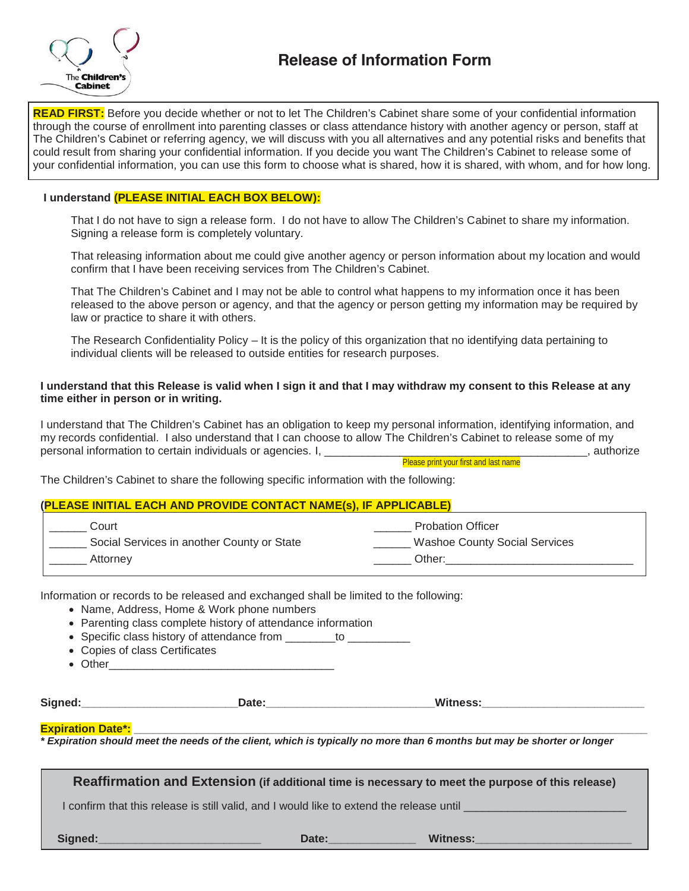The Children's Cabinet

# Release of Information Form

**READ FIRST:** Before you decide whether or not to let The Children's Cabinet share some of your confidential information through the course of enrollment into parenting classes or class attendance history with another agency or person, staff at The Children's Cabinet or referring agency, we will discuss with you all alternatives and any potential risks and benefits that could result from sharing your confidential information. If you decide you want The Children's Cabinet to release some of your confidential information, you can use this form to choose what is shared, how it is shared, with whom, and for how long.

**I understand (PLEASE INITIAL EACH BOX BELOW):**

That I do not have to sign a release form. I do not have to allow The Children's Cabinet to share my information. Signing a release form is completely voluntary.

That releasing information about me could give another agency or person information about my location and would confirm that I have been receiving services from The Children's Cabinet.

That The Children's Cabinet and I may not be able to control what happens to my information once it has been released to the above person or agency, and that the agency or person getting my information may be required by law or practice to share it with others.

The Research Confidentiality Policy – It is the policy of this organization that no identifying data pertaining to individual clients will be released to outside entities for research purposes.

**I understand that this Release is valid when I sign it and that I may withdraw my consent to this Release at any time either in person or in writing.**

I understand that The Children's Cabinet has an obligation to keep my personal information, identifying information, and my records confidential. I also understand that I can choose to allow The Children's Cabinet to release some of my personal information to certain individuals or agencies. I, ________________________________________, authorize
Please print your first and last name

The Children's Cabinet to share the following specific information with the following:

**(PLEASE INITIAL EACH AND PROVIDE CONTACT NAME(s), IF APPLICABLE)**

| | |
|---|---|
| ______ Court | ______ Probation Officer |
| ______ Social Services in another County or State | ______ Washoe County Social Services |
| ______ Attorney | ______ Other:______________________________ |

Information or records to be released and exchanged shall be limited to the following:

- Name, Address, Home & Work phone numbers
- Parenting class complete history of attendance information
- Specific class history of attendance from ________to __________
- Copies of class Certificates
- Other___________________________________

**Signed:**________________________ **Date:**__________________________ **Witness:**_________________________

**Expiration Date*:** ________________________________________________________________

***\* Expiration should meet the needs of the client, which is typically no more than 6 months but may be shorter or longer***

**Reaffirmation and Extension (if additional time is necessary to meet the purpose of this release)**

I confirm that this release is still valid, and I would like to extend the release until _________________________

**Signed:**_________________________ **Date:**______________ **Witness:**________________________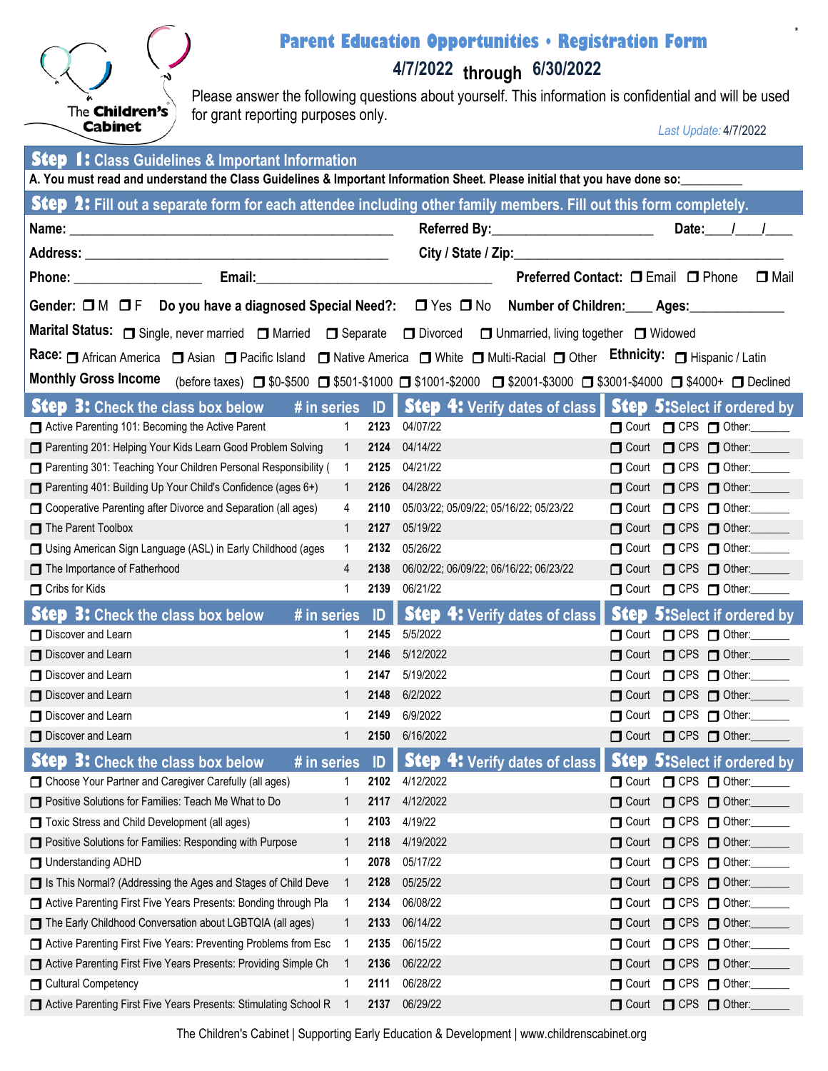# Parent Education Opportunities • Registration Form

**4/7/2022 through 6/30/2022**

The Children's Cabinet

Please answer the following questions about yourself. This information is confidential and will be used for grant reporting purposes only.

*Last Update:* 4/7/2022

## Step 1: Class Guidelines & Important Information

**A. You must read and understand the Class Guidelines & Important Information Sheet. Please initial that you have done so:_________**

## Step 2: Fill out a separate form for each attendee including other family members. Fill out this form completely.

**Name:** _______________________________________________ **Referred By:**_______________________ **Date:**___/___/____

**Address:** ______________________________________________ **City / State / Zip:**_________________________________________

**Phone:** __________________ **Email:**__________________________________ **Preferred Contact:** ❐ Email ❐ Phone ❐ Mail

**Gender:** ❐ M ❐ F **Do you have a diagnosed Special Need?:** ❐ Yes ❐ No **Number of Children:**____ **Ages:**_____________

**Marital Status:** ❐ Single, never married ❐ Married ❐ Separate ❐ Divorced ❐ Unmarried, living together ❐ Widowed

**Race:** ❐ African America ❐ Asian ❐ Pacific Island ❐ Native America ❐ White ❐ Multi-Racial ❐ Other **Ethnicity:** ❐ Hispanic / Latin

**Monthly Gross Income** (before taxes) ❐ $0-$500 ❐ $501-$1000 ❐ $1001-$2000 ❐ $2001-$3000 ❐ $3001-$4000 ❐ $4000+ ❐ Declined

| Step 3: Check the class box below | # in series | ID | Step 4: Verify dates of class | Step 5: Select if ordered by |
|---|---|---|---|---|
| ❐ Active Parenting 101: Becoming the Active Parent | 1 | 2123 | 04/07/22 | ❐ Court ❐ CPS ❐ Other:______ |
| ❐ Parenting 201: Helping Your Kids Learn Good Problem Solving | 1 | 2124 | 04/14/22 | ❐ Court ❐ CPS ❐ Other:______ |
| ❐ Parenting 301: Teaching Your Children Personal Responsibility ( | 1 | 2125 | 04/21/22 | ❐ Court ❐ CPS ❐ Other:______ |
| ❐ Parenting 401: Building Up Your Child's Confidence (ages 6+) | 1 | 2126 | 04/28/22 | ❐ Court ❐ CPS ❐ Other:______ |
| ❐ Cooperative Parenting after Divorce and Separation (all ages) | 4 | 2110 | 05/03/22; 05/09/22; 05/16/22; 05/23/22 | ❐ Court ❐ CPS ❐ Other:______ |
| ❐ The Parent Toolbox | 1 | 2127 | 05/19/22 | ❐ Court ❐ CPS ❐ Other:______ |
| ❐ Using American Sign Language (ASL) in Early Childhood (ages | 1 | 2132 | 05/26/22 | ❐ Court ❐ CPS ❐ Other:______ |
| ❐ The Importance of Fatherhood | 4 | 2138 | 06/02/22; 06/09/22; 06/16/22; 06/23/22 | ❐ Court ❐ CPS ❐ Other:______ |
| ❐ Cribs for Kids | 1 | 2139 | 06/21/22 | ❐ Court ❐ CPS ❐ Other:______ |

| Step 3: Check the class box below | # in series | ID | Step 4: Verify dates of class | Step 5: Select if ordered by |
|---|---|---|---|---|
| ❐ Discover and Learn | 1 | 2145 | 5/5/2022 | ❐ Court ❐ CPS ❐ Other:______ |
| ❐ Discover and Learn | 1 | 2146 | 5/12/2022 | ❐ Court ❐ CPS ❐ Other:______ |
| ❐ Discover and Learn | 1 | 2147 | 5/19/2022 | ❐ Court ❐ CPS ❐ Other:______ |
| ❐ Discover and Learn | 1 | 2148 | 6/2/2022 | ❐ Court ❐ CPS ❐ Other:______ |
| ❐ Discover and Learn | 1 | 2149 | 6/9/2022 | ❐ Court ❐ CPS ❐ Other:______ |
| ❐ Discover and Learn | 1 | 2150 | 6/16/2022 | ❐ Court ❐ CPS ❐ Other:______ |

| Step 3: Check the class box below | # in series | ID | Step 4: Verify dates of class | Step 5: Select if ordered by |
|---|---|---|---|---|
| ❐ Choose Your Partner and Caregiver Carefully (all ages) | 1 | 2102 | 4/12/2022 | ❐ Court ❐ CPS ❐ Other:______ |
| ❐ Positive Solutions for Families: Teach Me What to Do | 1 | 2117 | 4/12/2022 | ❐ Court ❐ CPS ❐ Other:______ |
| ❐ Toxic Stress and Child Development (all ages) | 1 | 2103 | 4/19/22 | ❐ Court ❐ CPS ❐ Other:______ |
| ❐ Positive Solutions for Families: Responding with Purpose | 1 | 2118 | 4/19/2022 | ❐ Court ❐ CPS ❐ Other:______ |
| ❐ Understanding ADHD | 1 | 2078 | 05/17/22 | ❐ Court ❐ CPS ❐ Other:______ |
| ❐ Is This Normal? (Addressing the Ages and Stages of Child Deve | 1 | 2128 | 05/25/22 | ❐ Court ❐ CPS ❐ Other:______ |
| ❐ Active Parenting First Five Years Presents: Bonding through Pla | 1 | 2134 | 06/08/22 | ❐ Court ❐ CPS ❐ Other:______ |
| ❐ The Early Childhood Conversation about LGBTQIA (all ages) | 1 | 2133 | 06/14/22 | ❐ Court ❐ CPS ❐ Other:______ |
| ❐ Active Parenting First Five Years: Preventing Problems from Esc | 1 | 2135 | 06/15/22 | ❐ Court ❐ CPS ❐ Other:______ |
| ❐ Active Parenting First Five Years Presents: Providing Simple Ch | 1 | 2136 | 06/22/22 | ❐ Court ❐ CPS ❐ Other:______ |
| ❐ Cultural Competency | 1 | 2111 | 06/28/22 | ❐ Court ❐ CPS ❐ Other:______ |
| ❐ Active Parenting First Five Years Presents: Stimulating School R | 1 | 2137 | 06/29/22 | ❐ Court ❐ CPS ❐ Other:______ |

The Children's Cabinet | Supporting Early Education & Development | www.childrenscabinet.org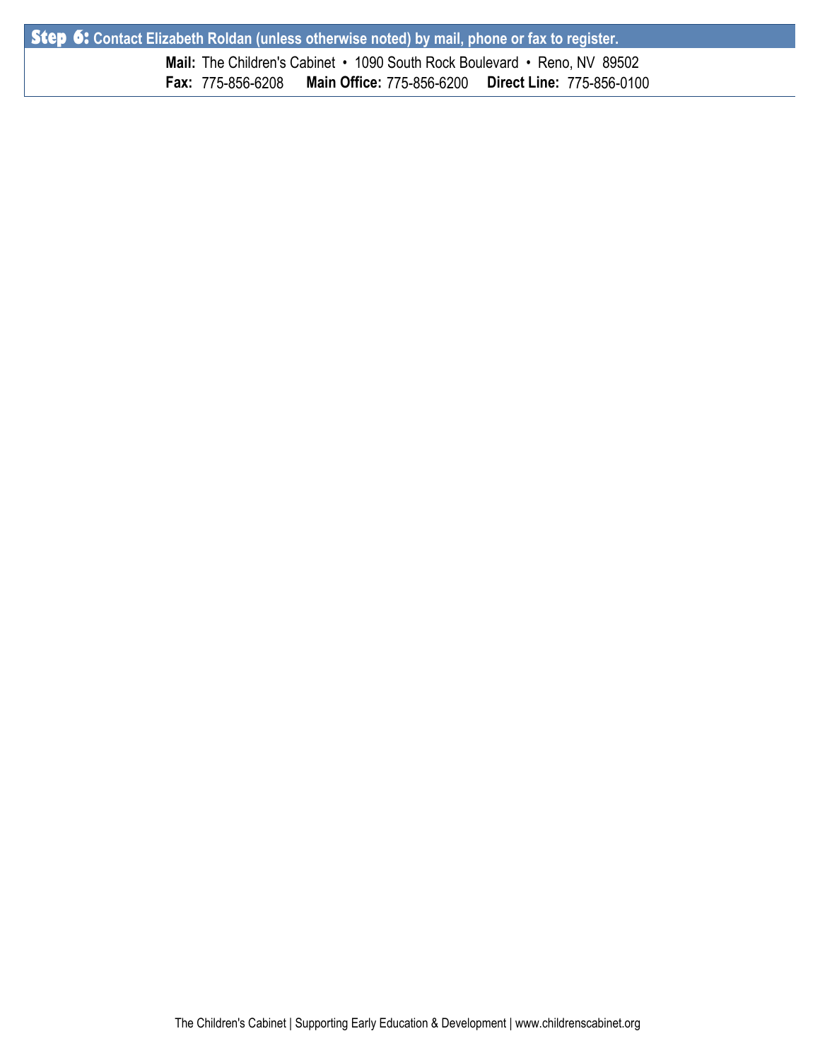**Step 6:** **Contact Elizabeth Roldan (unless otherwise noted) by mail, phone or fax to register.**

**Mail:** The Children's Cabinet • 1090 South Rock Boulevard • Reno, NV 89502
**Fax:** 775-856-6208 **Main Office:** 775-856-6200 **Direct Line:** 775-856-0100